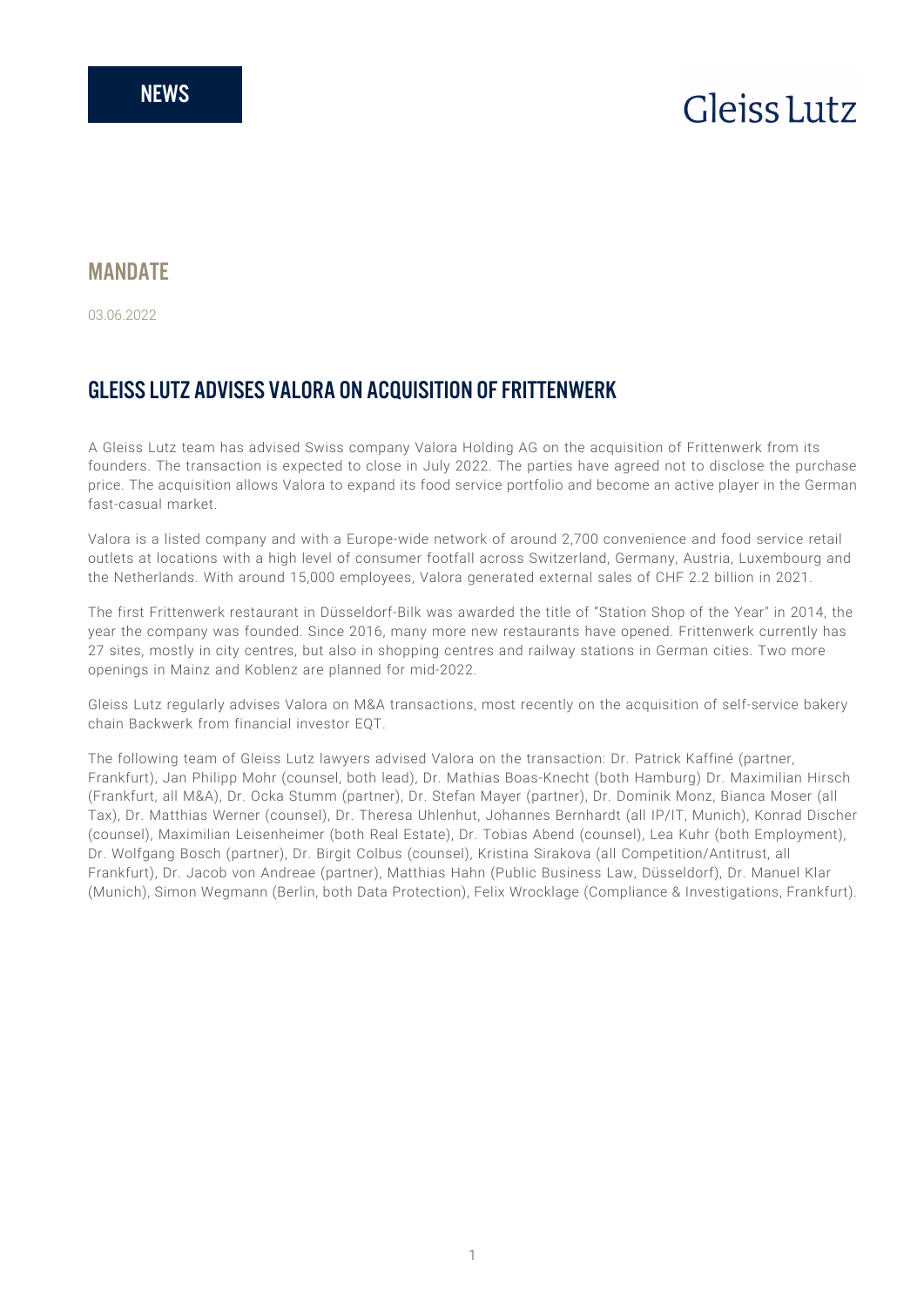NEWS

Gleiss Lutz

## MANDATE

03.06.2022

# GLEISS LUTZ ADVISES VALORA ON ACQUISITION OF FRITTENWERK

A Gleiss Lutz team has advised Swiss company Valora Holding AG on the acquisition of Frittenwerk from its founders. The transaction is expected to close in July 2022. The parties have agreed not to disclose the purchase price. The acquisition allows Valora to expand its food service portfolio and become an active player in the German fast-casual market.

Valora is a listed company and with a Europe-wide network of around 2,700 convenience and food service retail outlets at locations with a high level of consumer footfall across Switzerland, Germany, Austria, Luxembourg and the Netherlands. With around 15,000 employees, Valora generated external sales of CHF 2.2 billion in 2021.

The first Frittenwerk restaurant in Düsseldorf-Bilk was awarded the title of "Station Shop of the Year" in 2014, the year the company was founded. Since 2016, many more new restaurants have opened. Frittenwerk currently has 27 sites, mostly in city centres, but also in shopping centres and railway stations in German cities. Two more openings in Mainz and Koblenz are planned for mid-2022.

Gleiss Lutz regularly advises Valora on M&A transactions, most recently on the acquisition of self-service bakery chain Backwerk from financial investor EQT.

The following team of Gleiss Lutz lawyers advised Valora on the transaction: Dr. Patrick Kaffiné (partner, Frankfurt), Jan Philipp Mohr (counsel, both lead), Dr. Mathias Boas-Knecht (both Hamburg) Dr. Maximilian Hirsch (Frankfurt, all M&A), Dr. Ocka Stumm (partner), Dr. Stefan Mayer (partner), Dr. Dominik Monz, Bianca Moser (all Tax), Dr. Matthias Werner (counsel), Dr. Theresa Uhlenhut, Johannes Bernhardt (all IP/IT, Munich), Konrad Discher (counsel), Maximilian Leisenheimer (both Real Estate), Dr. Tobias Abend (counsel), Lea Kuhr (both Employment), Dr. Wolfgang Bosch (partner), Dr. Birgit Colbus (counsel), Kristina Sirakova (all Competition/Antitrust, all Frankfurt), Dr. Jacob von Andreae (partner), Matthias Hahn (Public Business Law, Düsseldorf), Dr. Manuel Klar (Munich), Simon Wegmann (Berlin, both Data Protection), Felix Wrocklage (Compliance & Investigations, Frankfurt).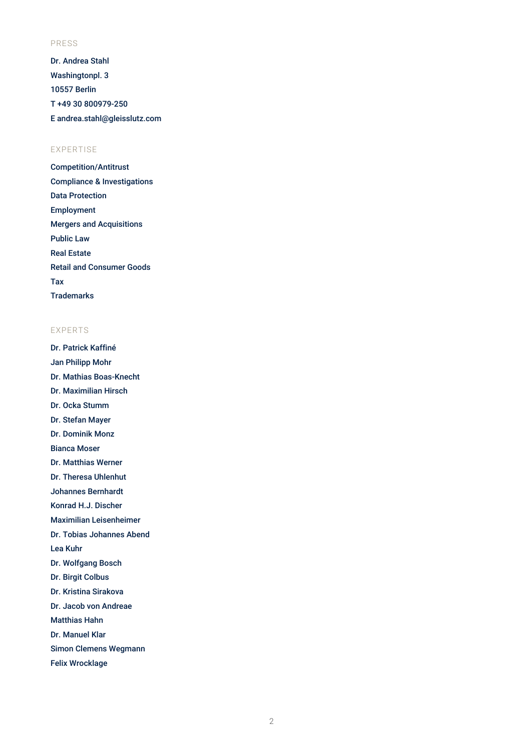## PRESS

Dr. Andrea Stahl
Washingtonpl. 3
10557 Berlin
T +49 30 800979-250
E andrea.stahl@gleisslutz.com

## EXPERTISE

Competition/Antitrust
Compliance & Investigations
Data Protection
Employment
Mergers and Acquisitions
Public Law
Real Estate
Retail and Consumer Goods
Tax
Trademarks

## EXPERTS

Dr. Patrick Kaffiné
Jan Philipp Mohr
Dr. Mathias Boas-Knecht
Dr. Maximilian Hirsch
Dr. Ocka Stumm
Dr. Stefan Mayer
Dr. Dominik Monz
Bianca Moser
Dr. Matthias Werner
Dr. Theresa Uhlenhut
Johannes Bernhardt
Konrad H.J. Discher
Maximilian Leisenheimer
Dr. Tobias Johannes Abend
Lea Kuhr
Dr. Wolfgang Bosch
Dr. Birgit Colbus
Dr. Kristina Sirakova
Dr. Jacob von Andreae
Matthias Hahn
Dr. Manuel Klar
Simon Clemens Wegmann
Felix Wrocklage